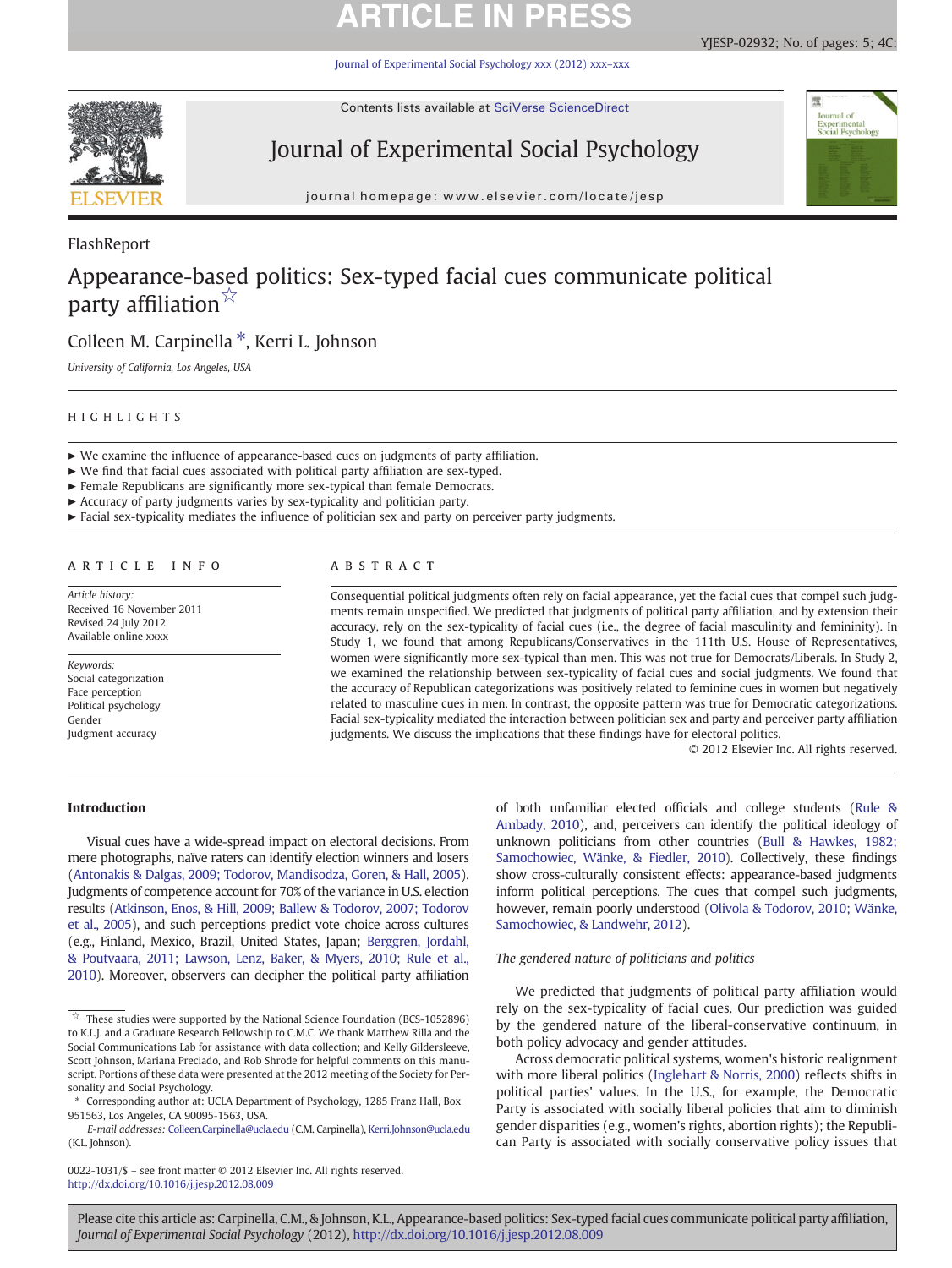FlashReport

# Appearance-based politics: Sex-typed facial cues communicate political party affiliation ☆

Colleen M. Carpinella *, Kerri L. Johnson

*University of California, Los Angeles, USA*

## HIGHLIGHTS

- ► We examine the influence of appearance-based cues on judgments of party affiliation.
- ► We find that facial cues associated with political party affiliation are sex-typed.
- ► Female Republicans are significantly more sex-typical than female Democrats.
- ► Accuracy of party judgments varies by sex-typicality and politician party.
- ► Facial sex-typicality mediates the influence of politician sex and party on perceiver party judgments.

## ARTICLE INFO

*Article history:*
Received 16 November 2011
Revised 24 July 2012
Available online xxxx

*Keywords:*
Social categorization
Face perception
Political psychology
Gender
Judgment accuracy

## ABSTRACT

Consequential political judgments often rely on facial appearance, yet the facial cues that compel such judgments remain unspecified. We predicted that judgments of political party affiliation, and by extension their accuracy, rely on the sex-typicality of facial cues (i.e., the degree of facial masculinity and femininity). In Study 1, we found that among Republicans/Conservatives in the 111th U.S. House of Representatives, women were significantly more sex-typical than men. This was not true for Democrats/Liberals. In Study 2, we examined the relationship between sex-typicality of facial cues and social judgments. We found that the accuracy of Republican categorizations was positively related to feminine cues in women but negatively related to masculine cues in men. In contrast, the opposite pattern was true for Democratic categorizations. Facial sex-typicality mediated the interaction between politician sex and party and perceiver party affiliation judgments. We discuss the implications that these findings have for electoral politics.

© 2012 Elsevier Inc. All rights reserved.

## Introduction

Visual cues have a wide-spread impact on electoral decisions. From mere photographs, naïve raters can identify election winners and losers (Antonakis & Dalgas, 2009; Todorov, Mandisodza, Goren, & Hall, 2005). Judgments of competence account for 70% of the variance in U.S. election results (Atkinson, Enos, & Hill, 2009; Ballew & Todorov, 2007; Todorov et al., 2005), and such perceptions predict vote choice across cultures (e.g., Finland, Mexico, Brazil, United States, Japan; Berggren, Jordahl, & Poutvaara, 2011; Lawson, Lenz, Baker, & Myers, 2010; Rule et al., 2010). Moreover, observers can decipher the political party affiliation of both unfamiliar elected officials and college students (Rule & Ambady, 2010), and, perceivers can identify the political ideology of unknown politicians from other countries (Bull & Hawkes, 1982; Samochowiec, Wänke, & Fiedler, 2010). Collectively, these findings show cross-culturally consistent effects: appearance-based judgments inform political perceptions. The cues that compel such judgments, however, remain poorly understood (Olivola & Todorov, 2010; Wänke, Samochowiec, & Landwehr, 2012).

### *The gendered nature of politicians and politics*

We predicted that judgments of political party affiliation would rely on the sex-typicality of facial cues. Our prediction was guided by the gendered nature of the liberal-conservative continuum, in both policy advocacy and gender attitudes.

Across democratic political systems, women's historic realignment with more liberal politics (Inglehart & Norris, 2000) reflects shifts in political parties' values. In the U.S., for example, the Democratic Party is associated with socially liberal policies that aim to diminish gender disparities (e.g., women's rights, abortion rights); the Republican Party is associated with socially conservative policy issues that

---

☆ These studies were supported by the National Science Foundation (BCS-1052896) to K.L.J. and a Graduate Research Fellowship to C.M.C. We thank Matthew Rilla and the Social Communications Lab for assistance with data collection; and Kelly Gildersleeve, Scott Johnson, Mariana Preciado, and Rob Shrode for helpful comments on this manuscript. Portions of these data were presented at the 2012 meeting of the Society for Personality and Social Psychology.

* Corresponding author at: UCLA Department of Psychology, 1285 Franz Hall, Box 951563, Los Angeles, CA 90095-1563, USA.

*E-mail addresses:* Colleen.Carpinella@ucla.edu (C.M. Carpinella), Kerri.Johnson@ucla.edu (K.L. Johnson).

0022-1031/$ – see front matter © 2012 Elsevier Inc. All rights reserved.
http://dx.doi.org/10.1016/j.jesp.2012.08.009

Please cite this article as: Carpinella, C.M., & Johnson, K.L., Appearance-based politics: Sex-typed facial cues communicate political party affiliation, *Journal of Experimental Social Psychology* (2012), http://dx.doi.org/10.1016/j.jesp.2012.08.009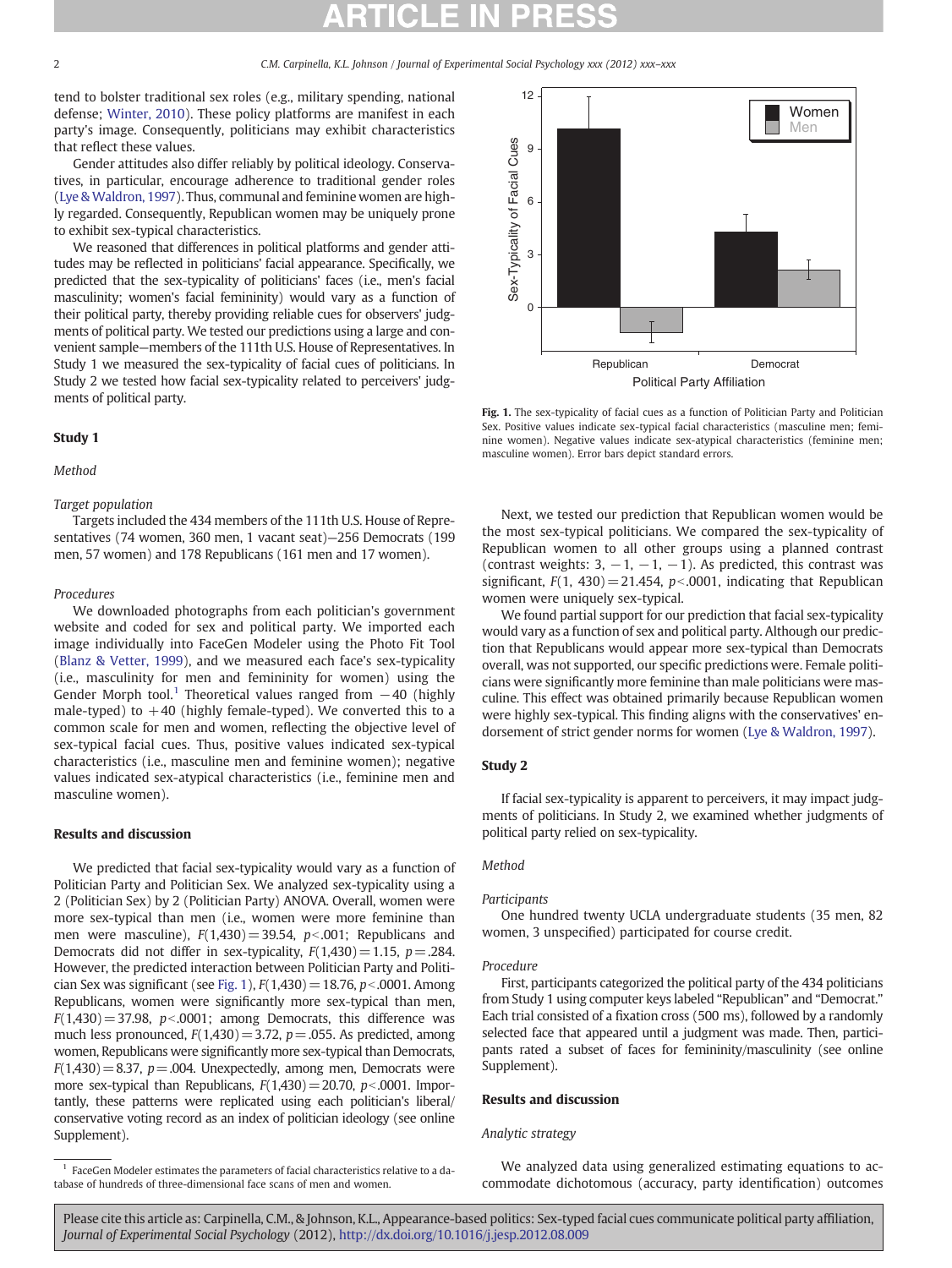tend to bolster traditional sex roles (e.g., military spending, national defense; Winter, 2010). These policy platforms are manifest in each party's image. Consequently, politicians may exhibit characteristics that reflect these values.

Gender attitudes also differ reliably by political ideology. Conservatives, in particular, encourage adherence to traditional gender roles (Lye & Waldron, 1997). Thus, communal and feminine women are highly regarded. Consequently, Republican women may be uniquely prone to exhibit sex-typical characteristics.

We reasoned that differences in political platforms and gender attitudes may be reflected in politicians' facial appearance. Specifically, we predicted that the sex-typicality of politicians' faces (i.e., men's facial masculinity; women's facial femininity) would vary as a function of their political party, thereby providing reliable cues for observers' judgments of political party. We tested our predictions using a large and convenient sample—members of the 111th U.S. House of Representatives. In Study 1 we measured the sex-typicality of facial cues of politicians. In Study 2 we tested how facial sex-typicality related to perceivers' judgments of political party.

## Study 1

### Method

#### Target population

Targets included the 434 members of the 111th U.S. House of Representatives (74 women, 360 men, 1 vacant seat)—256 Democrats (199 men, 57 women) and 178 Republicans (161 men and 17 women).

#### Procedures

We downloaded photographs from each politician's government website and coded for sex and political party. We imported each image individually into FaceGen Modeler using the Photo Fit Tool (Blanz & Vetter, 1999), and we measured each face's sex-typicality (i.e., masculinity for men and femininity for women) using the Gender Morph tool.[1] Theoretical values ranged from −40 (highly male-typed) to +40 (highly female-typed). We converted this to a common scale for men and women, reflecting the objective level of sex-typical facial cues. Thus, positive values indicated sex-typical characteristics (i.e., masculine men and feminine women); negative values indicated sex-atypical characteristics (i.e., feminine men and masculine women).

### Results and discussion

We predicted that facial sex-typicality would vary as a function of Politician Party and Politician Sex. We analyzed sex-typicality using a 2 (Politician Sex) by 2 (Politician Party) ANOVA. Overall, women were more sex-typical than men (i.e., women were more feminine than men were masculine), $F(1,430) = 39.54$, $p < .001$; Republicans and Democrats did not differ in sex-typicality, $F(1,430) = 1.15$, $p = .284$. However, the predicted interaction between Politician Party and Politician Sex was significant (see Fig. 1), $F(1,430) = 18.76$, $p < .0001$. Among Republicans, women were significantly more sex-typical than men, $F(1,430) = 37.98$, $p < .0001$; among Democrats, this difference was much less pronounced, $F(1,430) = 3.72$, $p = .055$. As predicted, among women, Republicans were significantly more sex-typical than Democrats, $F(1,430) = 8.37$, $p = .004$. Unexpectedly, among men, Democrats were more sex-typical than Republicans, $F(1,430) = 20.70$, $p < .0001$. Importantly, these patterns were replicated using each politician's liberal/conservative voting record as an index of politician ideology (see online Supplement).

**Fig. 1.** The sex-typicality of facial cues as a function of Politician Party and Politician Sex. Positive values indicate sex-typical facial characteristics (masculine men; feminine women). Negative values indicate sex-atypical characteristics (feminine men; masculine women). Error bars depict standard errors.

Next, we tested our prediction that Republican women would be the most sex-typical politicians. We compared the sex-typicality of Republican women to all other groups using a planned contrast (contrast weights: 3, −1, −1, −1). As predicted, this contrast was significant, $F(1, 430) = 21.454$, $p < .0001$, indicating that Republican women were uniquely sex-typical.

We found partial support for our prediction that facial sex-typicality would vary as a function of sex and political party. Although our prediction that Republicans would appear more sex-typical than Democrats overall, was not supported, our specific predictions were. Female politicians were significantly more feminine than male politicians were masculine. This effect was obtained primarily because Republican women were highly sex-typical. This finding aligns with the conservatives' endorsement of strict gender norms for women (Lye & Waldron, 1997).

## Study 2

If facial sex-typicality is apparent to perceivers, it may impact judgments of politicians. In Study 2, we examined whether judgments of political party relied on sex-typicality.

### Method

#### Participants

One hundred twenty UCLA undergraduate students (35 men, 82 women, 3 unspecified) participated for course credit.

#### Procedure

First, participants categorized the political party of the 434 politicians from Study 1 using computer keys labeled "Republican" and "Democrat." Each trial consisted of a fixation cross (500 ms), followed by a randomly selected face that appeared until a judgment was made. Then, participants rated a subset of faces for femininity/masculinity (see online Supplement).

### Results and discussion

#### Analytic strategy

We analyzed data using generalized estimating equations to accommodate dichotomous (accuracy, party identification) outcomes

[1] FaceGen Modeler estimates the parameters of facial characteristics relative to a database of hundreds of three-dimensional face scans of men and women.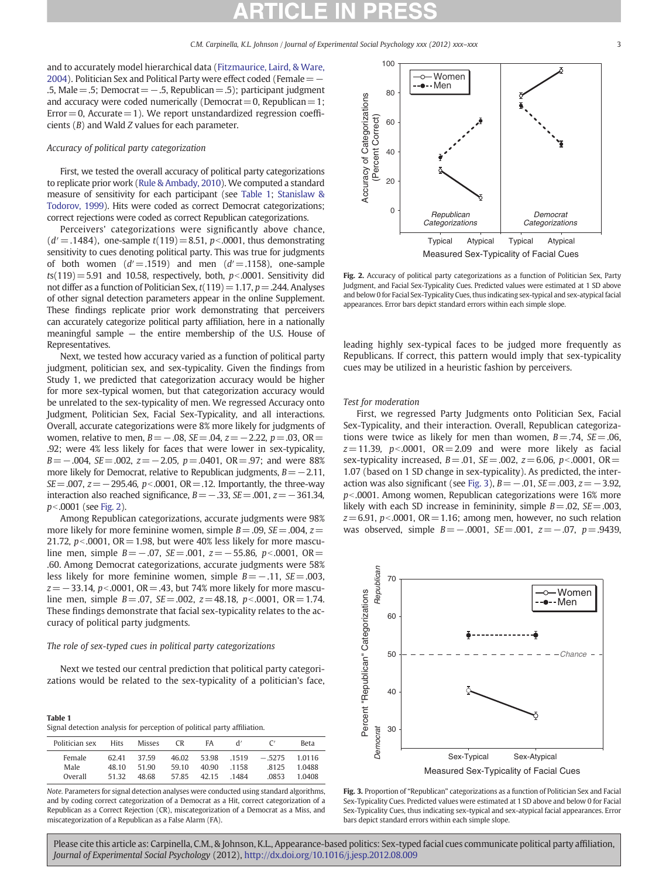and to accurately model hierarchical data (Fitzmaurice, Laird, & Ware, 2004). Politician Sex and Political Party were effect coded (Female = −.5, Male = .5; Democrat = −.5, Republican = .5); participant judgment and accuracy were coded numerically (Democrat = 0, Republican = 1; Error = 0, Accurate = 1). We report unstandardized regression coefficients (*B*) and Wald *Z* values for each parameter.

*Accuracy of political party categorization*

First, we tested the overall accuracy of political party categorizations to replicate prior work (Rule & Ambady, 2010). We computed a standard measure of sensitivity for each participant (see Table 1; Stanislaw & Todorov, 1999). Hits were coded as correct Democrat categorizations; correct rejections were coded as correct Republican categorizations.

Perceivers' categorizations were significantly above chance, ($d'$ = .1484), one-sample $t(119) = 8.51$, $p < .0001$, thus demonstrating sensitivity to cues denoting political party. This was true for judgments of both women ($d'$ = .1519) and men ($d'$ = .1158), one-sample $ts(119) = 5.91$ and 10.58, respectively, both, $p < .0001$. Sensitivity did not differ as a function of Politician Sex, $t(119) = 1.17$, $p = .244$. Analyses of other signal detection parameters appear in the online Supplement. These findings replicate prior work demonstrating that perceivers can accurately categorize political party affiliation, here in a nationally meaningful sample — the entire membership of the U.S. House of Representatives.

Next, we tested how accuracy varied as a function of political party judgment, politician sex, and sex-typicality. Given the findings from Study 1, we predicted that categorization accuracy would be higher for more sex-typical women, but that categorization accuracy would be unrelated to the sex-typicality of men. We regressed Accuracy onto Judgment, Politician Sex, Facial Sex-Typicality, and all interactions. Overall, accurate categorizations were 8% more likely for judgments of women, relative to men, $B = -.08$, $SE = .04$, $z = -2.22$, $p = .03$, OR = .92; were 4% less likely for faces that were lower in sex-typicality, $B = -.004$, $SE = .002$, $z = -2.05$, $p = .0401$, OR = .97; and were 88% more likely for Democrat, relative to Republican judgments, $B = -2.11$, $SE = .007$, $z = -295.46$, $p < .0001$, OR = .12. Importantly, the three-way interaction also reached significance, $B = -.33$, $SE = .001$, $z = -361.34$, $p < .0001$ (see Fig. 2).

Among Republican categorizations, accurate judgments were 98% more likely for more feminine women, simple $B = .09$, $SE = .004$, $z = 21.72$, $p < .0001$, OR = 1.98, but were 40% less likely for more masculine men, simple $B = -.07$, $SE = .001$, $z = -55.86$, $p < .0001$, OR = .60. Among Democrat categorizations, accurate judgments were 58% less likely for more feminine women, simple $B = -.11$, $SE = .003$, $z = -33.14$, $p < .0001$, OR = .43, but 74% more likely for more masculine men, simple $B = .07$, $SE = .002$, $z = 48.18$, $p < .0001$, OR = 1.74. These findings demonstrate that facial sex-typicality relates to the accuracy of political party judgments.

*The role of sex-typed cues in political party categorizations*

Next we tested our central prediction that political party categorizations would be related to the sex-typicality of a politician's face, leading highly sex-typical faces to be judged more frequently as Republicans. If correct, this pattern would imply that sex-typicality cues may be utilized in a heuristic fashion by perceivers.

**Table 1**
Signal detection analysis for perception of political party affiliation.

| Politician sex | Hits | Misses | CR | FA | d′ | C′ | Beta |
|---|---|---|---|---|---|---|---|
| Female | 62.41 | 37.59 | 46.02 | 53.98 | .1519 | −.5275 | 1.0116 |
| Male | 48.10 | 51.90 | 59.10 | 40.90 | .1158 | .8125 | 1.0488 |
| Overall | 51.32 | 48.68 | 57.85 | 42.15 | .1484 | .0853 | 1.0408 |

*Note.* Parameters for signal detection analyses were conducted using standard algorithms, and by coding correct categorization of a Democrat as a Hit, correct categorization of a Republican as a Correct Rejection (CR), miscategorization of a Democrat as a Miss, and miscategorization of a Republican as a False Alarm (FA).

**Fig. 2.** Accuracy of political party categorizations as a function of Politician Sex, Party Judgment, and Facial Sex-Typicality Cues. Predicted values were estimated at 1 SD above and below 0 for Facial Sex-Typicality Cues, thus indicating sex-typical and sex-atypical facial appearances. Error bars depict standard errors within each simple slope.

*Test for moderation*

First, we regressed Party Judgments onto Politician Sex, Facial Sex-Typicality, and their interaction. Overall, Republican categorizations were twice as likely for men than women, $B = .74$, $SE = .06$, $z = 11.39$, $p < .0001$, OR = 2.09 and were more likely as facial sex-typicality increased, $B = .01$, $SE = .002$, $z = 6.06$, $p < .0001$, OR = 1.07 (based on 1 SD change in sex-typicality). As predicted, the interaction was also significant (see Fig. 3), $B = -.01$, $SE = .003$, $z = -3.92$, $p < .0001$. Among women, Republican categorizations were 16% more likely with each SD increase in femininity, simple $B = .02$, $SE = .003$, $z = 6.91$, $p < .0001$, OR = 1.16; among men, however, no such relation was observed, simple $B = -.0001$, $SE = .001$, $z = -.07$, $p = .9439$,

**Fig. 3.** Proportion of "Republican" categorizations as a function of Politician Sex and Facial Sex-Typicality Cues. Predicted values were estimated at 1 SD above and below 0 for Facial Sex-Typicality Cues, thus indicating sex-typical and sex-atypical facial appearances. Error bars depict standard errors within each simple slope.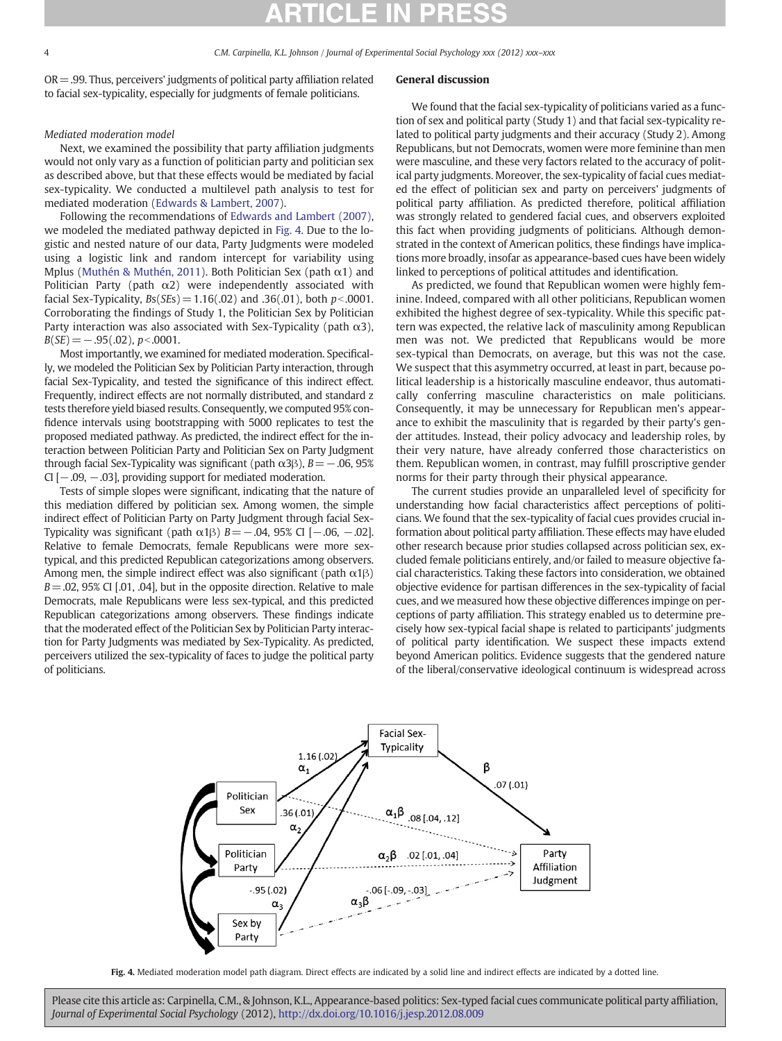OR = .99. Thus, perceivers' judgments of political party affiliation related to facial sex-typicality, especially for judgments of female politicians.

### *Mediated moderation model*

Next, we examined the possibility that party affiliation judgments would not only vary as a function of politician party and politician sex as described above, but that these effects would be mediated by facial sex-typicality. We conducted a multilevel path analysis to test for mediated moderation (Edwards & Lambert, 2007).

Following the recommendations of Edwards and Lambert (2007), we modeled the mediated pathway depicted in Fig. 4. Due to the logistic and nested nature of our data, Party Judgments were modeled using a logistic link and random intercept for variability using Mplus (Muthén & Muthén, 2011). Both Politician Sex (path $\alpha 1$) and Politician Party (path $\alpha 2$) were independently associated with facial Sex-Typicality, $Bs(SEs) = 1.16(.02)$ and $.36(.01)$, both $p < .0001$. Corroborating the findings of Study 1, the Politician Sex by Politician Party interaction was also associated with Sex-Typicality (path $\alpha 3$), $B(SE) = -.95(.02)$, $p < .0001$.

Most importantly, we examined for mediated moderation. Specifically, we modeled the Politician Sex by Politician Party interaction, through facial Sex-Typicality, and tested the significance of this indirect effect. Frequently, indirect effects are not normally distributed, and standard z tests therefore yield biased results. Consequently, we computed 95% confidence intervals using bootstrapping with 5000 replicates to test the proposed mediated pathway. As predicted, the indirect effect for the interaction between Politician Party and Politician Sex on Party Judgment through facial Sex-Typicality was significant (path $\alpha 3\beta$), $B = -.06$, 95% CI [−.09, −.03], providing support for mediated moderation.

Tests of simple slopes were significant, indicating that the nature of this mediation differed by politician sex. Among women, the simple indirect effect of Politician Party on Party Judgment through facial Sex-Typicality was significant (path $\alpha 1\beta$) $B = -.04$, 95% CI [−.06, −.02]. Relative to female Democrats, female Republicans were more sex-typical, and this predicted Republican categorizations among observers. Among men, the simple indirect effect was also significant (path $\alpha 1\beta$) $B = .02$, 95% CI [.01, .04], but in the opposite direction. Relative to male Democrats, male Republicans were less sex-typical, and this predicted Republican categorizations among observers. These findings indicate that the moderated effect of the Politician Sex by Politician Party interaction for Party Judgments was mediated by Sex-Typicality. As predicted, perceivers utilized the sex-typicality of faces to judge the political party of politicians.

## General discussion

We found that the facial sex-typicality of politicians varied as a function of sex and political party (Study 1) and that facial sex-typicality related to political party judgments and their accuracy (Study 2). Among Republicans, but not Democrats, women were more feminine than men were masculine, and these very factors related to the accuracy of political party judgments. Moreover, the sex-typicality of facial cues mediated the effect of politician sex and party on perceivers' judgments of political party affiliation. As predicted therefore, political affiliation was strongly related to gendered facial cues, and observers exploited this fact when providing judgments of politicians. Although demonstrated in the context of American politics, these findings have implications more broadly, insofar as appearance-based cues have been widely linked to perceptions of political attitudes and identification.

As predicted, we found that Republican women were highly feminine. Indeed, compared with all other politicians, Republican women exhibited the highest degree of sex-typicality. While this specific pattern was expected, the relative lack of masculinity among Republican men was not. We predicted that Republicans would be more sex-typical than Democrats, on average, but this was not the case. We suspect that this asymmetry occurred, at least in part, because political leadership is a historically masculine endeavor, thus automatically conferring masculine characteristics on male politicians. Consequently, it may be unnecessary for Republican men's appearance to exhibit the masculinity that is regarded by their party's gender attitudes. Instead, their policy advocacy and leadership roles, by their very nature, have already conferred those characteristics on them. Republican women, in contrast, may fulfill proscriptive gender norms for their party through their physical appearance.

The current studies provide an unparalleled level of specificity for understanding how facial characteristics affect perceptions of politicians. We found that the sex-typicality of facial cues provides crucial information about political party affiliation. These effects may have eluded other research because prior studies collapsed across politician sex, excluded female politicians entirely, and/or failed to measure objective facial characteristics. Taking these factors into consideration, we obtained objective evidence for partisan differences in the sex-typicality of facial cues, and we measured how these objective differences impinge on perceptions of party affiliation. This strategy enabled us to determine precisely how sex-typical facial shape is related to participants' judgments of political party identification. We suspect these impacts extend beyond American politics. Evidence suggests that the gendered nature of the liberal/conservative ideological continuum is widespread across

Fig. 4. Mediated moderation model path diagram. Direct effects are indicated by a solid line and indirect effects are indicated by a dotted line.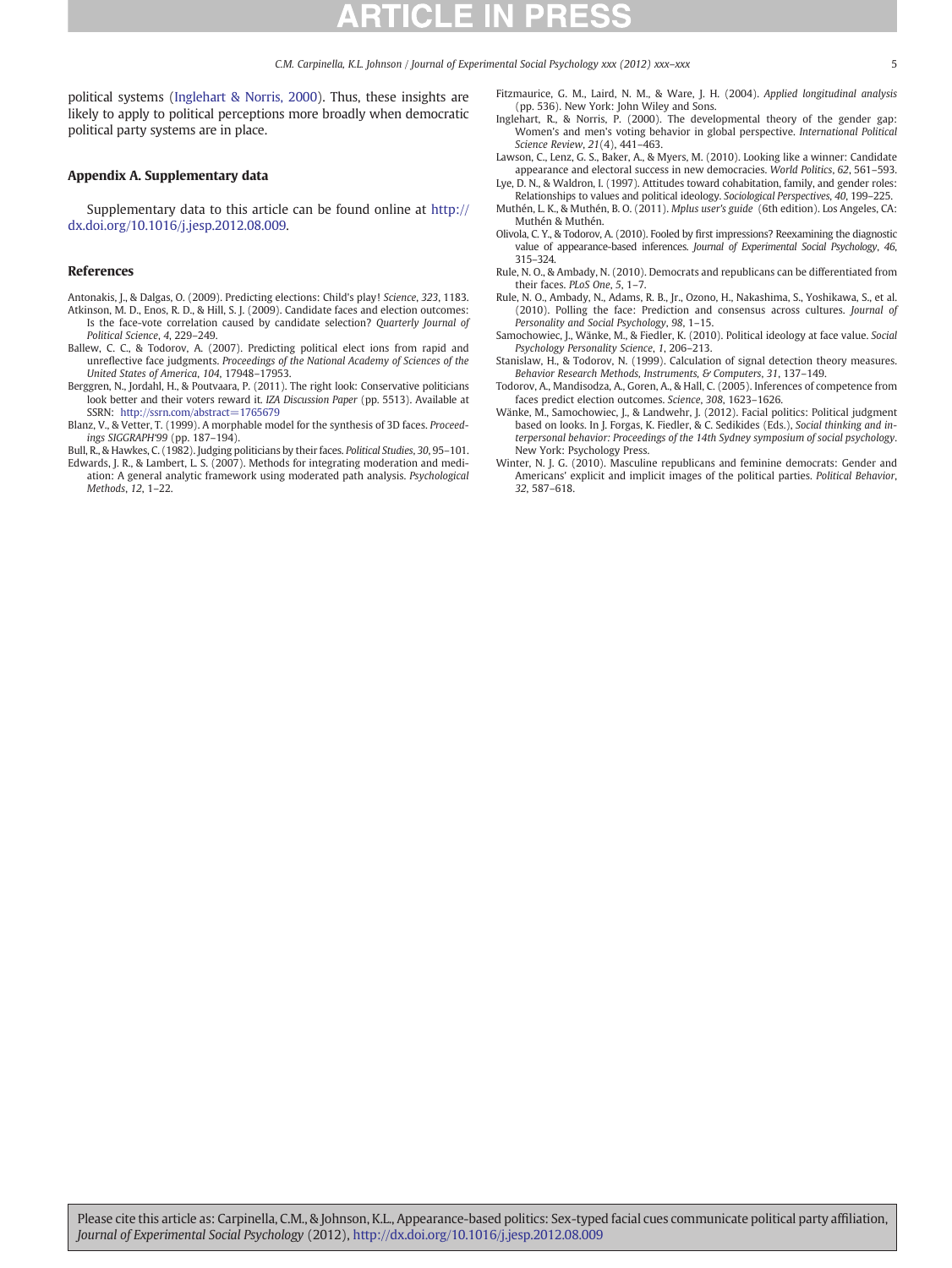political systems (Inglehart & Norris, 2000). Thus, these insights are likely to apply to political perceptions more broadly when democratic political party systems are in place.

### Appendix A. Supplementary data

Supplementary data to this article can be found online at http://dx.doi.org/10.1016/j.jesp.2012.08.009.

### References

Antonakis, J., & Dalgas, O. (2009). Predicting elections: Child's play! *Science*, *323*, 1183.

Atkinson, M. D., Enos, R. D., & Hill, S. J. (2009). Candidate faces and election outcomes: Is the face-vote correlation caused by candidate selection? *Quarterly Journal of Political Science*, *4*, 229–249.

Ballew, C. C., & Todorov, A. (2007). Predicting political elect ions from rapid and unreflective face judgments. *Proceedings of the National Academy of Sciences of the United States of America*, *104*, 17948–17953.

Berggren, N., Jordahl, H., & Poutvaara, P. (2011). The right look: Conservative politicians look better and their voters reward it. *IZA Discussion Paper* (pp. 5513). Available at SSRN: http://ssrn.com/abstract=1765679

Blanz, V., & Vetter, T. (1999). A morphable model for the synthesis of 3D faces. *Proceedings SIGGRAPH'99* (pp. 187–194).

Bull, R., & Hawkes, C. (1982). Judging politicians by their faces. *Political Studies*, *30*, 95–101.

Edwards, J. R., & Lambert, L. S. (2007). Methods for integrating moderation and mediation: A general analytic framework using moderated path analysis. *Psychological Methods*, *12*, 1–22.

Fitzmaurice, G. M., Laird, N. M., & Ware, J. H. (2004). *Applied longitudinal analysis* (pp. 536). New York: John Wiley and Sons.

Inglehart, R., & Norris, P. (2000). The developmental theory of the gender gap: Women's and men's voting behavior in global perspective. *International Political Science Review*, *21*(4), 441–463.

Lawson, C., Lenz, G. S., Baker, A., & Myers, M. (2010). Looking like a winner: Candidate appearance and electoral success in new democracies. *World Politics*, *62*, 561–593.

Lye, D. N., & Waldron, I. (1997). Attitudes toward cohabitation, family, and gender roles: Relationships to values and political ideology. *Sociological Perspectives*, *40*, 199–225.

Muthén, L. K., & Muthén, B. O. (2011). *Mplus user's guide* (6th edition). Los Angeles, CA: Muthén & Muthén.

Olivola, C. Y., & Todorov, A. (2010). Fooled by first impressions? Reexamining the diagnostic value of appearance-based inferences. *Journal of Experimental Social Psychology*, *46*, 315–324.

Rule, N. O., & Ambady, N. (2010). Democrats and republicans can be differentiated from their faces. *PLoS One*, *5*, 1–7.

Rule, N. O., Ambady, N., Adams, R. B., Jr., Ozono, H., Nakashima, S., Yoshikawa, S., et al. (2010). Polling the face: Prediction and consensus across cultures. *Journal of Personality and Social Psychology*, *98*, 1–15.

Samochowiec, J., Wänke, M., & Fiedler, K. (2010). Political ideology at face value. *Social Psychology Personality Science*, *1*, 206–213.

Stanislaw, H., & Todorov, N. (1999). Calculation of signal detection theory measures. *Behavior Research Methods, Instruments, & Computers*, *31*, 137–149.

Todorov, A., Mandisodza, A., Goren, A., & Hall, C. (2005). Inferences of competence from faces predict election outcomes. *Science*, *308*, 1623–1626.

Wänke, M., Samochowiec, J., & Landwehr, J. (2012). Facial politics: Political judgment based on looks. In J. Forgas, K. Fiedler, & C. Sedikides (Eds.), *Social thinking and interpersonal behavior: Proceedings of the 14th Sydney symposium of social psychology*. New York: Psychology Press.

Winter, N. J. G. (2010). Masculine republicans and feminine democrats: Gender and Americans' explicit and implicit images of the political parties. *Political Behavior*, *32*, 587–618.

Please cite this article as: Carpinella, C.M., & Johnson, K.L., Appearance-based politics: Sex-typed facial cues communicate political party affiliation, *Journal of Experimental Social Psychology* (2012), http://dx.doi.org/10.1016/j.jesp.2012.08.009